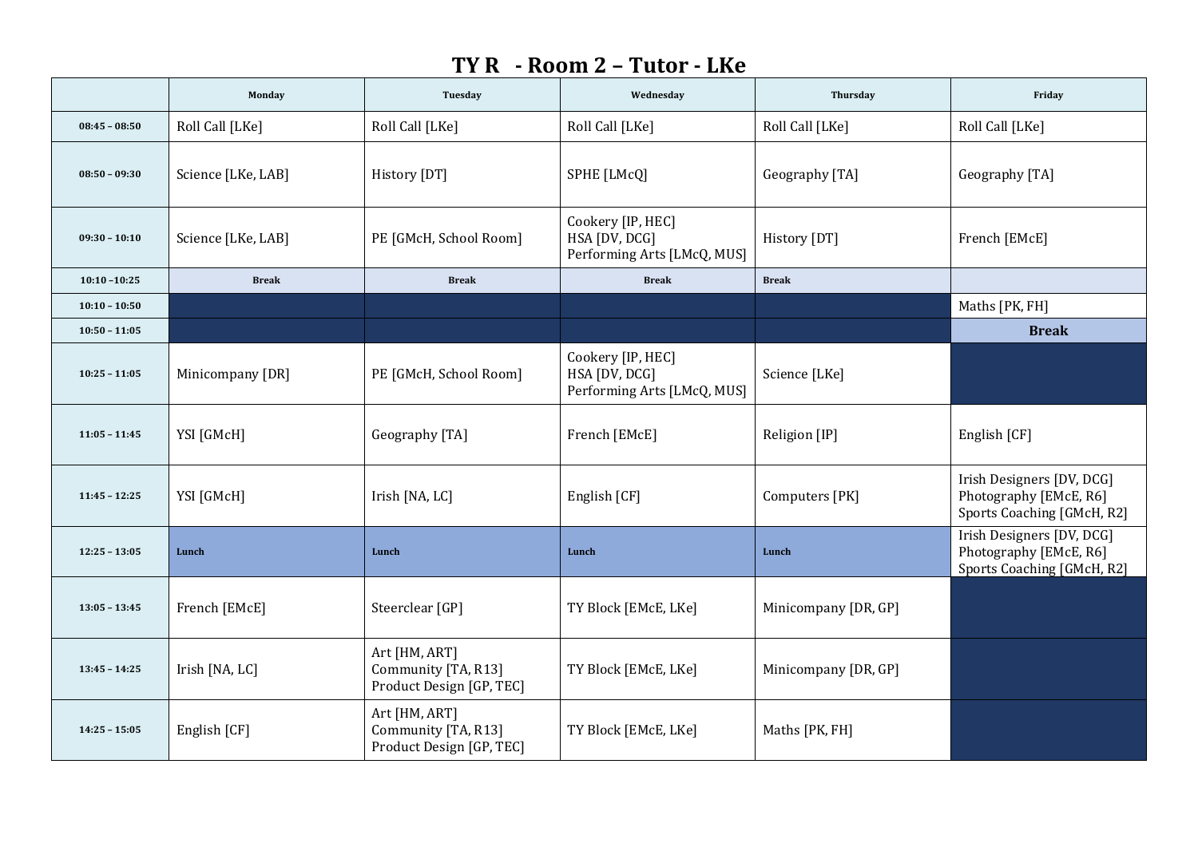# TY R - Room 2 – Tutor - LKe

| | Monday | Tuesday | Wednesday | Thursday | Friday |
|---|---|---|---|---|---|
| 08:45 – 08:50 | Roll Call [LKe] | Roll Call [LKe] | Roll Call [LKe] | Roll Call [LKe] | Roll Call [LKe] |
| 08:50 – 09:30 | Science [LKe, LAB] | History [DT] | SPHE [LMcQ] | Geography [TA] | Geography [TA] |
| 09:30 – 10:10 | Science [LKe, LAB] | PE [GMcH, School Room] | Cookery [IP, HEC]<br>HSA [DV, DCG]<br>Performing Arts [LMcQ, MUS] | History [DT] | French [EMcE] |
| 10:10 –10:25 | Break | Break | Break | Break | |
| 10:10 – 10:50 | | | | | Maths [PK, FH] |
| 10:50 – 11:05 | | | | | Break |
| 10:25 – 11:05 | Minicompany [DR] | PE [GMcH, School Room] | Cookery [IP, HEC]<br>HSA [DV, DCG]<br>Performing Arts [LMcQ, MUS] | Science [LKe] | |
| 11:05 – 11:45 | YSI [GMcH] | Geography [TA] | French [EMcE] | Religion [IP] | English [CF] |
| 11:45 – 12:25 | YSI [GMcH] | Irish [NA, LC] | English [CF] | Computers [PK] | Irish Designers [DV, DCG]<br>Photography [EMcE, R6]<br>Sports Coaching [GMcH, R2] |
| 12:25 – 13:05 | Lunch | Lunch | Lunch | Lunch | Irish Designers [DV, DCG]<br>Photography [EMcE, R6]<br>Sports Coaching [GMcH, R2] |
| 13:05 – 13:45 | French [EMcE] | Steerclear [GP] | TY Block [EMcE, LKe] | Minicompany [DR, GP] | |
| 13:45 – 14:25 | Irish [NA, LC] | Art [HM, ART]<br>Community [TA, R13]<br>Product Design [GP, TEC] | TY Block [EMcE, LKe] | Minicompany [DR, GP] | |
| 14:25 – 15:05 | English [CF] | Art [HM, ART]<br>Community [TA, R13]<br>Product Design [GP, TEC] | TY Block [EMcE, LKe] | Maths [PK, FH] | |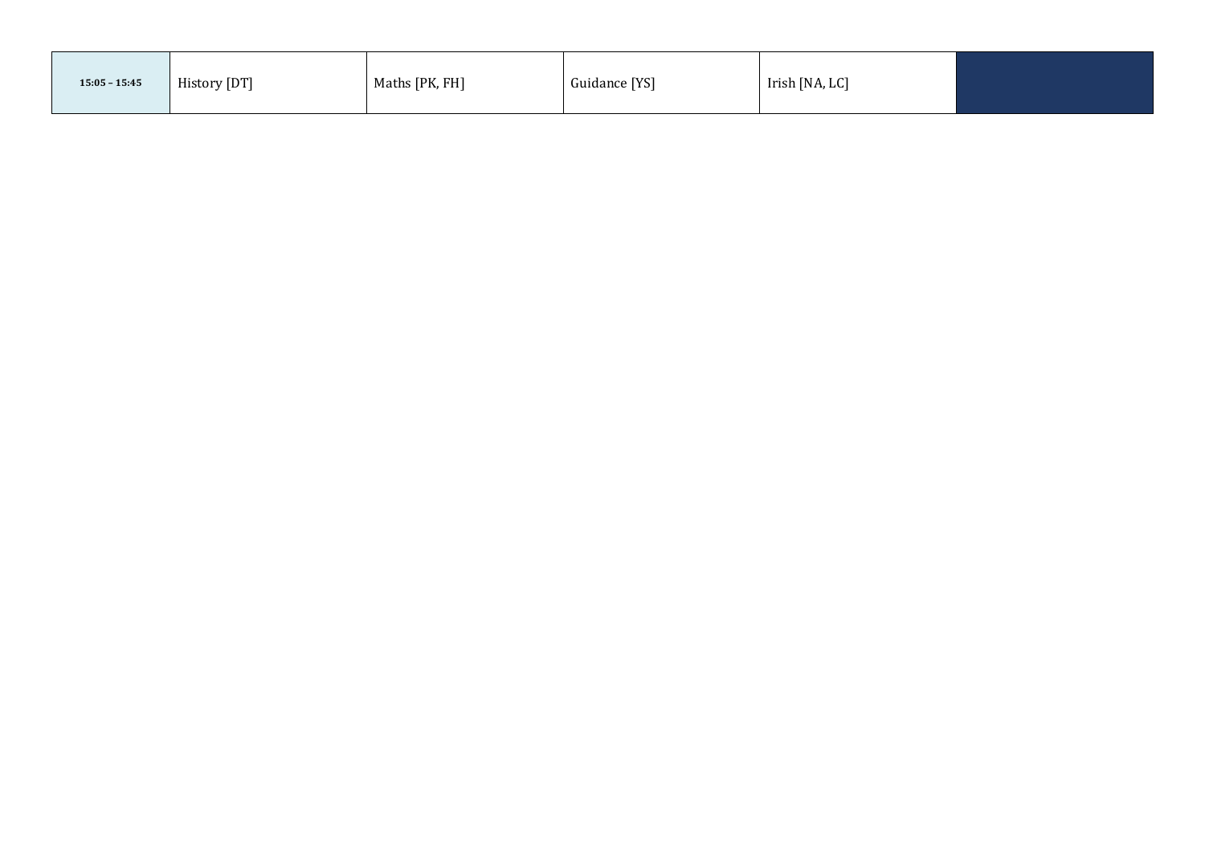| | | | | | |
|---|---|---|---|---|---|
| **15:05 – 15:45** | History [DT] | Maths [PK, FH] | Guidance [YS] | Irish [NA, LC] | |